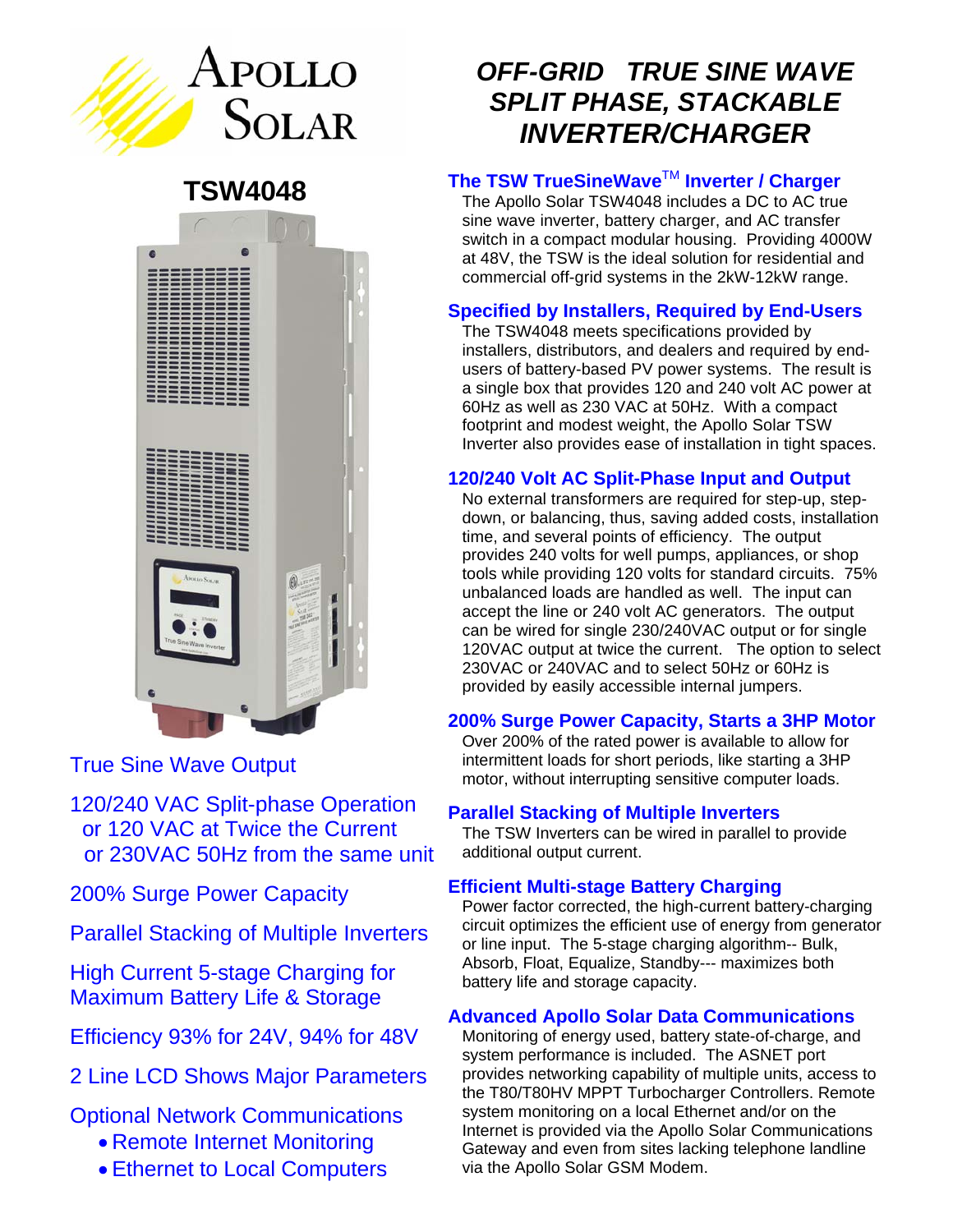# Apollo Solar

## TSW4048

True Sine Wave Output

120/240 VAC Split-phase Operation
or 120 VAC at Twice the Current
or 230VAC 50Hz from the same unit

200% Surge Power Capacity

Parallel Stacking of Multiple Inverters

High Current 5-stage Charging for Maximum Battery Life & Storage

Efficiency 93% for 24V, 94% for 48V

2 Line LCD Shows Major Parameters

Optional Network Communications

- Remote Internet Monitoring
- Ethernet to Local Computers

# *OFF-GRID TRUE SINE WAVE SPLIT PHASE, STACKABLE INVERTER/CHARGER*

### The TSW TrueSineWave™ Inverter / Charger

The Apollo Solar TSW4048 includes a DC to AC true sine wave inverter, battery charger, and AC transfer switch in a compact modular housing. Providing 4000W at 48V, the TSW is the ideal solution for residential and commercial off-grid systems in the 2kW-12kW range.

### Specified by Installers, Required by End-Users

The TSW4048 meets specifications provided by installers, distributors, and dealers and required by end-users of battery-based PV power systems. The result is a single box that provides 120 and 240 volt AC power at 60Hz as well as 230 VAC at 50Hz. With a compact footprint and modest weight, the Apollo Solar TSW Inverter also provides ease of installation in tight spaces.

### 120/240 Volt AC Split-Phase Input and Output

No external transformers are required for step-up, step-down, or balancing, thus, saving added costs, installation time, and several points of efficiency. The output provides 240 volts for well pumps, appliances, or shop tools while providing 120 volts for standard circuits. 75% unbalanced loads are handled as well. The input can accept the line or 240 volt AC generators. The output can be wired for single 230/240VAC output or for single 120VAC output at twice the current. The option to select 230VAC or 240VAC and to select 50Hz or 60Hz is provided by easily accessible internal jumpers.

### 200% Surge Power Capacity, Starts a 3HP Motor

Over 200% of the rated power is available to allow for intermittent loads for short periods, like starting a 3HP motor, without interrupting sensitive computer loads.

### Parallel Stacking of Multiple Inverters

The TSW Inverters can be wired in parallel to provide additional output current.

### Efficient Multi-stage Battery Charging

Power factor corrected, the high-current battery-charging circuit optimizes the efficient use of energy from generator or line input. The 5-stage charging algorithm-- Bulk, Absorb, Float, Equalize, Standby--- maximizes both battery life and storage capacity.

### Advanced Apollo Solar Data Communications

Monitoring of energy used, battery state-of-charge, and system performance is included. The ASNET port provides networking capability of multiple units, access to the T80/T80HV MPPT Turbocharger Controllers. Remote system monitoring on a local Ethernet and/or on the Internet is provided via the Apollo Solar Communications Gateway and even from sites lacking telephone landline via the Apollo Solar GSM Modem.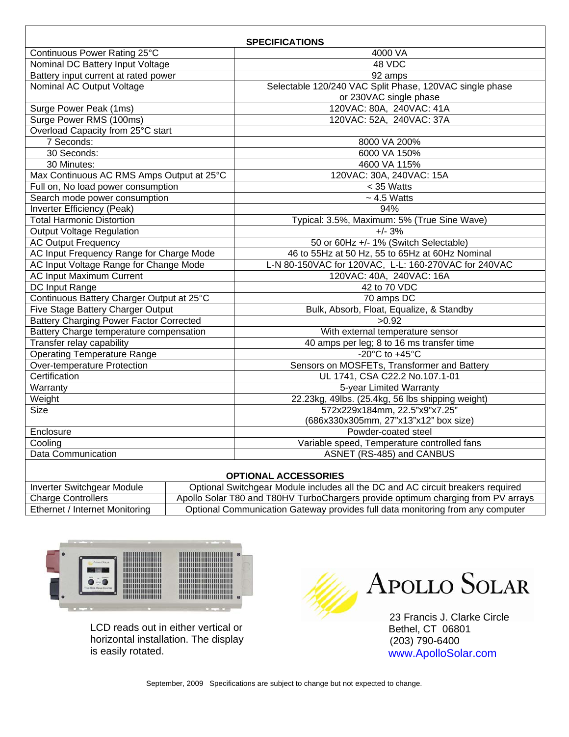## SPECIFICATIONS

| | |
|---|---|
| Continuous Power Rating 25°C | 4000 VA |
| Nominal DC Battery Input Voltage | 48 VDC |
| Battery input current at rated power | 92 amps |
| Nominal AC Output Voltage | Selectable 120/240 VAC Split Phase, 120VAC single phase or 230VAC single phase |
| Surge Power Peak (1ms) | 120VAC: 80A, 240VAC: 41A |
| Surge Power RMS (100ms) | 120VAC: 52A, 240VAC: 37A |
| Overload Capacity from 25°C start | |
| 7 Seconds: | 8000 VA 200% |
| 30 Seconds: | 6000 VA 150% |
| 30 Minutes: | 4600 VA 115% |
| Max Continuous AC RMS Amps Output at 25°C | 120VAC: 30A, 240VAC: 15A |
| Full on, No load power consumption | < 35 Watts |
| Search mode power consumption | ~ 4.5 Watts |
| Inverter Efficiency (Peak) | 94% |
| Total Harmonic Distortion | Typical: 3.5%, Maximum: 5% (True Sine Wave) |
| Output Voltage Regulation | +/- 3% |
| AC Output Frequency | 50 or 60Hz +/- 1% (Switch Selectable) |
| AC Input Frequency Range for Charge Mode | 46 to 55Hz at 50 Hz, 55 to 65Hz at 60Hz Nominal |
| AC Input Voltage Range for Change Mode | L-N 80-150VAC for 120VAC, L-L: 160-270VAC for 240VAC |
| AC Input Maximum Current | 120VAC: 40A, 240VAC: 16A |
| DC Input Range | 42 to 70 VDC |
| Continuous Battery Charger Output at 25°C | 70 amps DC |
| Five Stage Battery Charger Output | Bulk, Absorb, Float, Equalize, & Standby |
| Battery Charging Power Factor Corrected | >0.92 |
| Battery Charge temperature compensation | With external temperature sensor |
| Transfer relay capability | 40 amps per leg; 8 to 16 ms transfer time |
| Operating Temperature Range | -20°C to +45°C |
| Over-temperature Protection | Sensors on MOSFETs, Transformer and Battery |
| Certification | UL 1741, CSA C22.2 No.107.1-01 |
| Warranty | 5-year Limited Warranty |
| Weight | 22.23kg, 49lbs. (25.4kg, 56 lbs shipping weight) |
| Size | 572x229x184mm, 22.5"x9"x7.25" (686x330x305mm, 27"x13"x12" box size) |
| Enclosure | Powder-coated steel |
| Cooling | Variable speed, Temperature controlled fans |
| Data Communication | ASNET (RS-485) and CANBUS |

## OPTIONAL ACCESSORIES

| | |
|---|---|
| Inverter Switchgear Module | Optional Switchgear Module includes all the DC and AC circuit breakers required |
| Charge Controllers | Apollo Solar T80 and T80HV TurboChargers provide optimum charging from PV arrays |
| Ethernet / Internet Monitoring | Optional Communication Gateway provides full data monitoring from any computer |

LCD reads out in either vertical or horizontal installation. The display is easily rotated.

APOLLO SOLAR

23 Francis J. Clarke Circle
Bethel, CT 06801
(203) 790-6400
www.ApolloSolar.com

September, 2009 Specifications are subject to change but not expected to change.